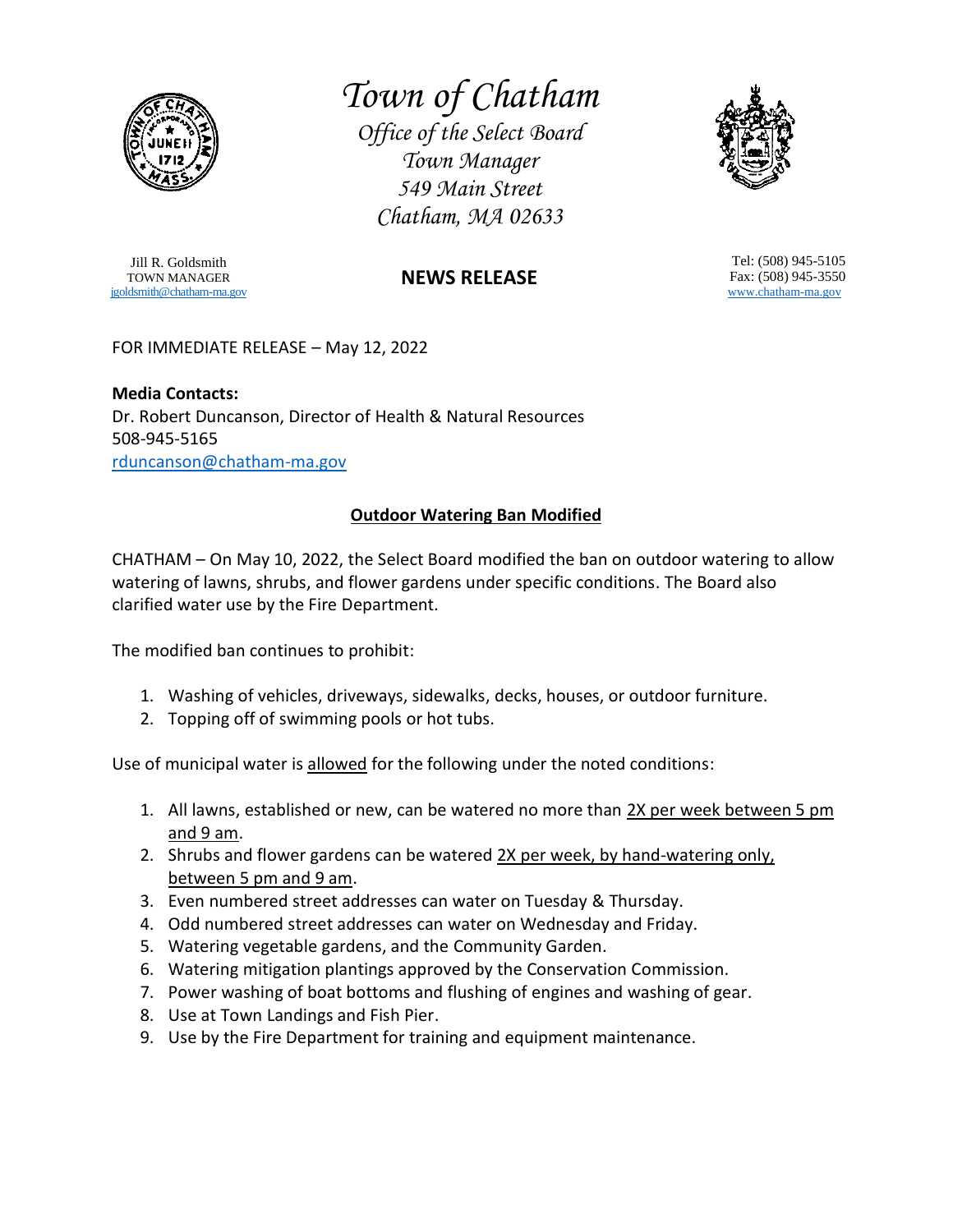# Town of Chatham

*Office of the Select Board*
*Town Manager*
*549 Main Street*
*Chatham, MA 02633*

Jill R. Goldsmith
TOWN MANAGER
jgoldsmith@chatham-ma.gov

**NEWS RELEASE**

Tel: (508) 945-5105
Fax: (508) 945-3550
www.chatham-ma.gov

FOR IMMEDIATE RELEASE – May 12, 2022

**Media Contacts:**
Dr. Robert Duncanson, Director of Health & Natural Resources
508-945-5165
rduncanson@chatham-ma.gov

## Outdoor Watering Ban Modified

CHATHAM – On May 10, 2022, the Select Board modified the ban on outdoor watering to allow watering of lawns, shrubs, and flower gardens under specific conditions. The Board also clarified water use by the Fire Department.

The modified ban continues to prohibit:

1. Washing of vehicles, driveways, sidewalks, decks, houses, or outdoor furniture.
2. Topping off of swimming pools or hot tubs.

Use of municipal water is allowed for the following under the noted conditions:

1. All lawns, established or new, can be watered no more than 2X per week between 5 pm and 9 am.
2. Shrubs and flower gardens can be watered 2X per week, by hand-watering only, between 5 pm and 9 am.
3. Even numbered street addresses can water on Tuesday & Thursday.
4. Odd numbered street addresses can water on Wednesday and Friday.
5. Watering vegetable gardens, and the Community Garden.
6. Watering mitigation plantings approved by the Conservation Commission.
7. Power washing of boat bottoms and flushing of engines and washing of gear.
8. Use at Town Landings and Fish Pier.
9. Use by the Fire Department for training and equipment maintenance.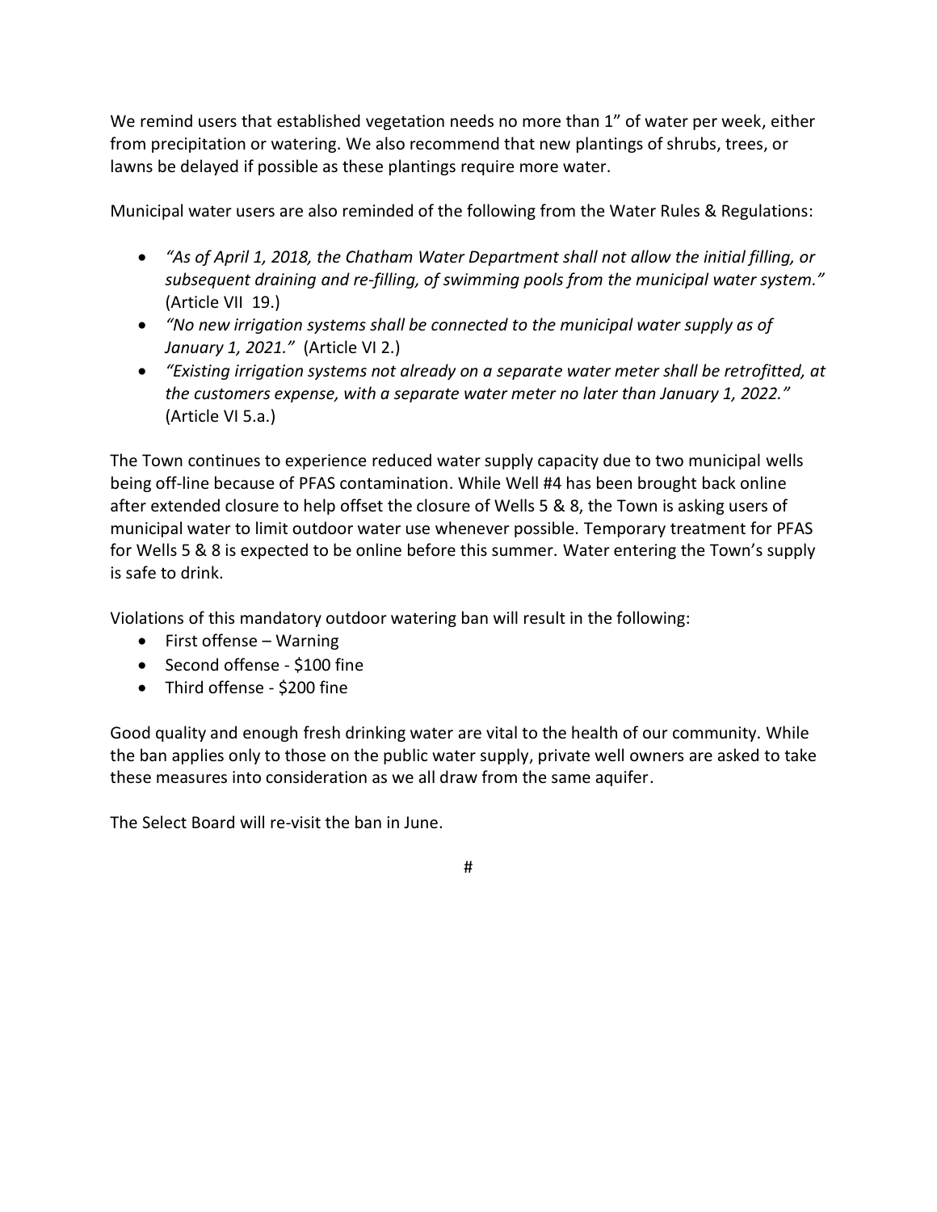We remind users that established vegetation needs no more than 1" of water per week, either from precipitation or watering. We also recommend that new plantings of shrubs, trees, or lawns be delayed if possible as these plantings require more water.

Municipal water users are also reminded of the following from the Water Rules & Regulations:

- *"As of April 1, 2018, the Chatham Water Department shall not allow the initial filling, or subsequent draining and re-filling, of swimming pools from the municipal water system."* (Article VII 19.)
- *"No new irrigation systems shall be connected to the municipal water supply as of January 1, 2021."* (Article VI 2.)
- *"Existing irrigation systems not already on a separate water meter shall be retrofitted, at the customers expense, with a separate water meter no later than January 1, 2022."* (Article VI 5.a.)

The Town continues to experience reduced water supply capacity due to two municipal wells being off-line because of PFAS contamination. While Well #4 has been brought back online after extended closure to help offset the closure of Wells 5 & 8, the Town is asking users of municipal water to limit outdoor water use whenever possible. Temporary treatment for PFAS for Wells 5 & 8 is expected to be online before this summer. Water entering the Town's supply is safe to drink.

Violations of this mandatory outdoor watering ban will result in the following:

- First offense – Warning
- Second offense - $100 fine
- Third offense - $200 fine

Good quality and enough fresh drinking water are vital to the health of our community. While the ban applies only to those on the public water supply, private well owners are asked to take these measures into consideration as we all draw from the same aquifer.

The Select Board will re-visit the ban in June.

#